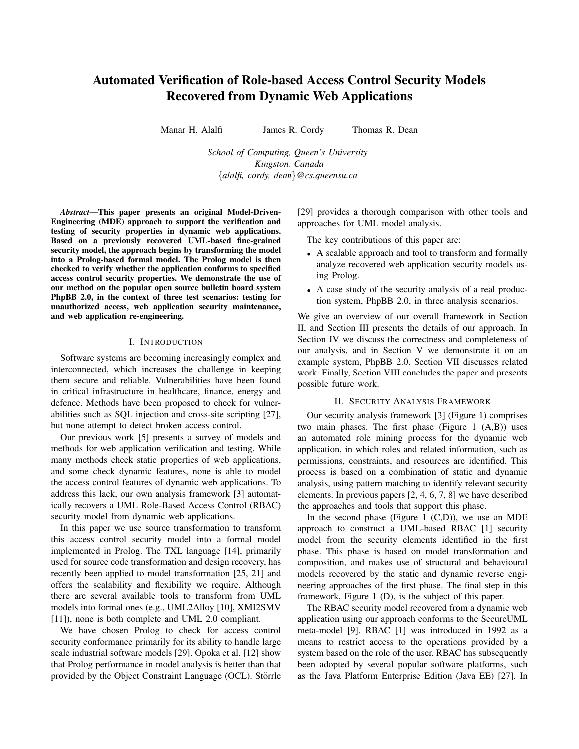# Automated Verification of Role-based Access Control Security Models Recovered from Dynamic Web Applications

Manar H. Alalfi James R. Cordy Thomas R. Dean

*School of Computing, Queen's University*
*Kingston, Canada*
*{alalfi, cordy, dean}@cs.queensu.ca*

***Abstract*—This paper presents an original Model-Driven-Engineering (MDE) approach to support the verification and testing of security properties in dynamic web applications. Based on a previously recovered UML-based fine-grained security model, the approach begins by transforming the model into a Prolog-based formal model. The Prolog model is then checked to verify whether the application conforms to specified access control security properties. We demonstrate the use of our method on the popular open source bulletin board system PhpBB 2.0, in the context of three test scenarios: testing for unauthorized access, web application security maintenance, and web application re-engineering.**

## I. Introduction

Software systems are becoming increasingly complex and interconnected, which increases the challenge in keeping them secure and reliable. Vulnerabilities have been found in critical infrastructure in healthcare, finance, energy and defence. Methods have been proposed to check for vulnerabilities such as SQL injection and cross-site scripting [27], but none attempt to detect broken access control.

Our previous work [5] presents a survey of models and methods for web application verification and testing. While many methods check static properties of web applications, and some check dynamic features, none is able to model the access control features of dynamic web applications. To address this lack, our own analysis framework [3] automatically recovers a UML Role-Based Access Control (RBAC) security model from dynamic web applications.

In this paper we use source transformation to transform this access control security model into a formal model implemented in Prolog. The TXL language [14], primarily used for source code transformation and design recovery, has recently been applied to model transformation [25, 21] and offers the scalability and flexibility we require. Although there are several available tools to transform from UML models into formal ones (e.g., UML2Alloy [10], XMI2SMV [11]), none is both complete and UML 2.0 compliant.

We have chosen Prolog to check for access control security conformance primarily for its ability to handle large scale industrial software models [29]. Opoka et al. [12] show that Prolog performance in model analysis is better than that provided by the Object Constraint Language (OCL). Störrle [29] provides a thorough comparison with other tools and approaches for UML model analysis.

The key contributions of this paper are:

- A scalable approach and tool to transform and formally analyze recovered web application security models using Prolog.
- A case study of the security analysis of a real production system, PhpBB 2.0, in three analysis scenarios.

We give an overview of our overall framework in Section II, and Section III presents the details of our approach. In Section IV we discuss the correctness and completeness of our analysis, and in Section V we demonstrate it on an example system, PhpBB 2.0. Section VII discusses related work. Finally, Section VIII concludes the paper and presents possible future work.

## II. Security Analysis Framework

Our security analysis framework [3] (Figure 1) comprises two main phases. The first phase (Figure 1 (A,B)) uses an automated role mining process for the dynamic web application, in which roles and related information, such as permissions, constraints, and resources are identified. This process is based on a combination of static and dynamic analysis, using pattern matching to identify relevant security elements. In previous papers [2, 4, 6, 7, 8] we have described the approaches and tools that support this phase.

In the second phase (Figure 1 (C,D)), we use an MDE approach to construct a UML-based RBAC [1] security model from the security elements identified in the first phase. This phase is based on model transformation and composition, and makes use of structural and behavioural models recovered by the static and dynamic reverse engineering approaches of the first phase. The final step in this framework, Figure 1 (D), is the subject of this paper.

The RBAC security model recovered from a dynamic web application using our approach conforms to the SecureUML meta-model [9]. RBAC [1] was introduced in 1992 as a means to restrict access to the operations provided by a system based on the role of the user. RBAC has subsequently been adopted by several popular software platforms, such as the Java Platform Enterprise Edition (Java EE) [27]. In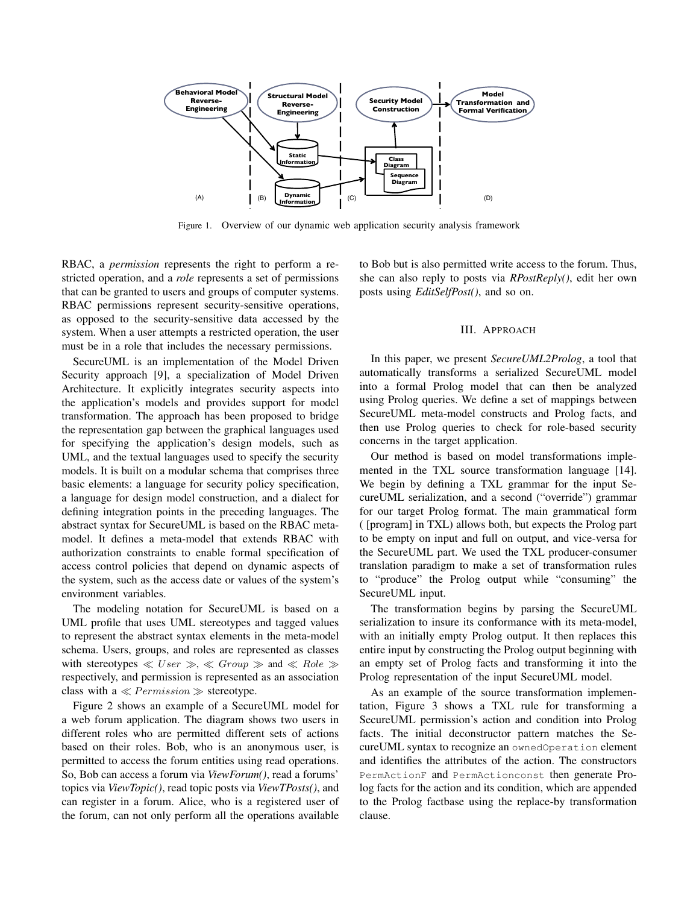Behavioral Model Reverse-Engineering

Structural Model Reverse-Engineering

Security Model Construction

Model Transformation and Formal Verification

Static Information

Dynamic Information

Class Diagram

Sequence Diagram

(A)

(B)

(C)

(D)

Figure 1. Overview of our dynamic web application security analysis framework

RBAC, a *permission* represents the right to perform a restricted operation, and a *role* represents a set of permissions that can be granted to users and groups of computer systems. RBAC permissions represent security-sensitive operations, as opposed to the security-sensitive data accessed by the system. When a user attempts a restricted operation, the user must be in a role that includes the necessary permissions.

SecureUML is an implementation of the Model Driven Security approach [9], a specialization of Model Driven Architecture. It explicitly integrates security aspects into the application's models and provides support for model transformation. The approach has been proposed to bridge the representation gap between the graphical languages used for specifying the application's design models, such as UML, and the textual languages used to specify the security models. It is built on a modular schema that comprises three basic elements: a language for security policy specification, a language for design model construction, and a dialect for defining integration points in the preceding languages. The abstract syntax for SecureUML is based on the RBAC meta-model. It defines a meta-model that extends RBAC with authorization constraints to enable formal specification of access control policies that depend on dynamic aspects of the system, such as the access date or values of the system's environment variables.

The modeling notation for SecureUML is based on a UML profile that uses UML stereotypes and tagged values to represent the abstract syntax elements in the meta-model schema. Users, groups, and roles are represented as classes with stereotypes $\ll User \gg$, $\ll Group \gg$ and $\ll Role \gg$ respectively, and permission is represented as an association class with a $\ll Permission \gg$ stereotype.

Figure 2 shows an example of a SecureUML model for a web forum application. The diagram shows two users in different roles who are permitted different sets of actions based on their roles. Bob, who is an anonymous user, is permitted to access the forum entities using read operations. So, Bob can access a forum via *ViewForum()*, read a forums' topics via *ViewTopic()*, read topic posts via *ViewTPosts()*, and can register in a forum. Alice, who is a registered user of the forum, can not only perform all the operations available to Bob but is also permitted write access to the forum. Thus, she can also reply to posts via *RPostReply()*, edit her own posts using *EditSelfPost()*, and so on.

## III. Approach

In this paper, we present *SecureUML2Prolog*, a tool that automatically transforms a serialized SecureUML model into a formal Prolog model that can then be analyzed using Prolog queries. We define a set of mappings between SecureUML meta-model constructs and Prolog facts, and then use Prolog queries to check for role-based security concerns in the target application.

Our method is based on model transformations implemented in the TXL source transformation language [14]. We begin by defining a TXL grammar for the input SecureUML serialization, and a second ("override") grammar for our target Prolog format. The main grammatical form ( [program] in TXL) allows both, but expects the Prolog part to be empty on input and full on output, and vice-versa for the SecureUML part. We used the TXL producer-consumer translation paradigm to make a set of transformation rules to "produce" the Prolog output while "consuming" the SecureUML input.

The transformation begins by parsing the SecureUML serialization to insure its conformance with its meta-model, with an initially empty Prolog output. It then replaces this entire input by constructing the Prolog output beginning with an empty set of Prolog facts and transforming it into the Prolog representation of the input SecureUML model.

As an example of the source transformation implementation, Figure 3 shows a TXL rule for transforming a SecureUML permission's action and condition into Prolog facts. The initial deconstructor pattern matches the SecureUML syntax to recognize an `ownedOperation` element and identifies the attributes of the action. The constructors `PermActionF` and `PermActionconst` then generate Prolog facts for the action and its condition, which are appended to the Prolog factbase using the replace-by transformation clause.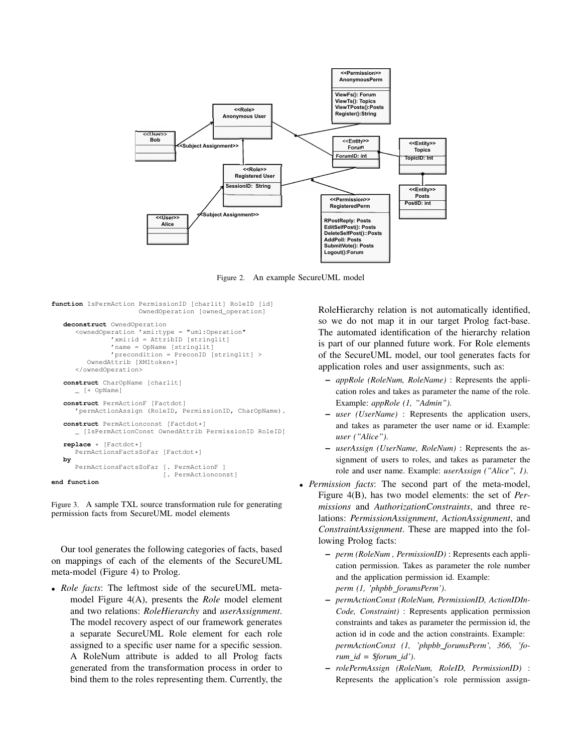Figure 2. An example SecureUML model

```
function IsPermAction PermissionID [charlit] RoleID [id]
                     OwnedOperation [owned_operation]

   deconstruct OwnedOperation
      <ownedOperation 'xmi:type = "uml:Operation"
              'xmi:id = AttribID [stringlit]
              'name = OpName [stringlit]
              'precondition = PreconID [stringlit] >
         OwnedAttrib [XMItoken*]
      </ownedOperation>

   construct CharOpName [charlit]
      _ [+ OpName]

   construct PermActionF [Factdot]
      'permActionAssign (RoleID, PermissionID, CharOpName).

   construct PermActionconst [Factdot*]
      _ [IsPermActionConst OwnedAttrib PermissionID RoleID]

   replace * [Factdot*]
      PermActionsFactsSoFar [Factdot*]
   by
      PermActionsFactsSoFar [. PermActionF ]
                            [. PermActionconst]
end function
```

Figure 3. A sample TXL source transformation rule for generating permission facts from SecureUML model elements

Our tool generates the following categories of facts, based on mappings of each of the elements of the SecureUML meta-model (Figure 4) to Prolog.

- *Role facts*: The leftmost side of the secureUML meta-model Figure 4(A), presents the *Role* model element and two relations: *RoleHierarchy* and *userAssignment*. The model recovery aspect of our framework generates a separate SecureUML Role element for each role assigned to a specific user name for a specific session. A RoleNum attribute is added to all Prolog facts generated from the transformation process in order to bind them to the roles representing them. Currently, the RoleHierarchy relation is not automatically identified, so we do not map it in our target Prolog fact-base. The automated identification of the hierarchy relation is part of our planned future work. For Role elements of the SecureUML model, our tool generates facts for application roles and user assignments, such as:
  - *appRole (RoleNum, RoleName)* : Represents the application roles and takes as parameter the name of the role. Example: *appRole (1, "Admin")*.
  - *user (UserName)* : Represents the application users, and takes as parameter the user name or id. Example: *user ("Alice")*.
  - *userAssign (UserName, RoleNum)* : Represents the assignment of users to roles, and takes as parameter the role and user name. Example: *userAssign ("Alice", 1)*.
- *Permission facts*: The second part of the meta-model, Figure 4(B), has two model elements: the set of *Permissions* and *AuthorizationConstraints*, and three relations: *PermissionAssignment*, *ActionAssignment*, and *ConstraintAssignment*. These are mapped into the following Prolog facts:
  - *perm (RoleNum , PermissionID)* : Represents each application permission. Takes as parameter the role number and the application permission id. Example: *perm (1, 'phpbb_forumsPerm')*.
  - *permActionConst (RoleNum, PermissionID, ActionIDInCode, Constraint)* : Represents application permission constraints and takes as parameter the permission id, the action id in code and the action constraints. Example: *permActionConst (1, 'phpbb_forumsPerm', 366, 'forum_id = $forum_id')*.
  - *rolePermAssign (RoleNum, RoleID, PermissionID)* : Represents the application's role permission assign-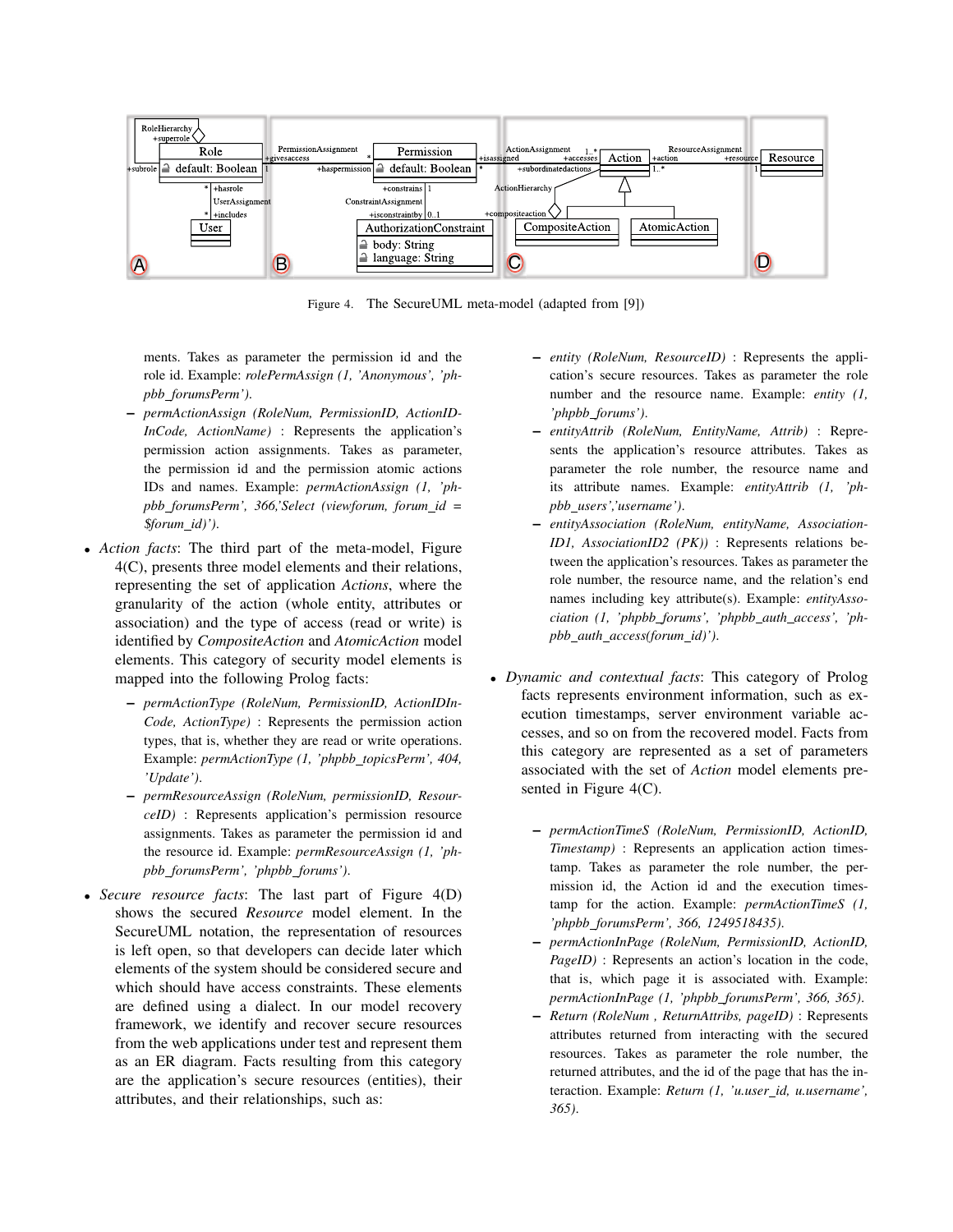Figure 4. The SecureUML meta-model (adapted from [9])

ments. Takes as parameter the permission id and the role id. Example: *rolePermAssign (1, 'Anonymous', 'phpbb_forumsPerm')*.

- *permActionAssign (RoleNum, PermissionID, ActionIDInCode, ActionName)* : Represents the application's permission action assignments. Takes as parameter, the permission id and the permission atomic actions IDs and names. Example: *permActionAssign (1, 'phpbb_forumsPerm', 366,'Select (viewforum, forum_id = $forum_id)')*.

- *Action facts*: The third part of the meta-model, Figure 4(C), presents three model elements and their relations, representing the set of application *Actions*, where the granularity of the action (whole entity, attributes or association) and the type of access (read or write) is identified by *CompositeAction* and *AtomicAction* model elements. This category of security model elements is mapped into the following Prolog facts:
  - *permActionType (RoleNum, PermissionID, ActionIDInCode, ActionType)* : Represents the permission action types, that is, whether they are read or write operations. Example: *permActionType (1, 'phpbb_topicsPerm', 404, 'Update')*.
  - *permResourceAssign (RoleNum, permissionID, ResourceID)* : Represents application's permission resource assignments. Takes as parameter the permission id and the resource id. Example: *permResourceAssign (1, 'phpbb_forumsPerm', 'phpbb_forums')*.
- *Secure resource facts*: The last part of Figure 4(D) shows the secured *Resource* model element. In the SecureUML notation, the representation of resources is left open, so that developers can decide later which elements of the system should be considered secure and which should have access constraints. These elements are defined using a dialect. In our model recovery framework, we identify and recover secure resources from the web applications under test and represent them as an ER diagram. Facts resulting from this category are the application's secure resources (entities), their attributes, and their relationships, such as:
  - *entity (RoleNum, ResourceID)* : Represents the application's secure resources. Takes as parameter the role number and the resource name. Example: *entity (1, 'phpbb_forums')*.
  - *entityAttrib (RoleNum, EntityName, Attrib)* : Represents the application's resource attributes. Takes as parameter the role number, the resource name and its attribute names. Example: *entityAttrib (1, 'phpbb_users','username')*.
  - *entityAssociation (RoleNum, entityName, AssociationID1, AssociationID2 (PK))* : Represents relations between the application's resources. Takes as parameter the role number, the resource name, and the relation's end names including key attribute(s). Example: *entityAssociation (1, 'phpbb_forums', 'phpbb_auth_access', 'phpbb_auth_access(forum_id)')*.
- *Dynamic and contextual facts*: This category of Prolog facts represents environment information, such as execution timestamps, server environment variable accesses, and so on from the recovered model. Facts from this category are represented as a set of parameters associated with the set of *Action* model elements presented in Figure 4(C).
  - *permActionTimeS (RoleNum, PermissionID, ActionID, Timestamp)* : Represents an application action timestamp. Takes as parameter the role number, the permission id, the Action id and the execution timestamp for the action. Example: *permActionTimeS (1, 'phpbb_forumsPerm', 366, 1249518435)*.
  - *permActionInPage (RoleNum, PermissionID, ActionID, PageID)* : Represents an action's location in the code, that is, which page it is associated with. Example: *permActionInPage (1, 'phpbb_forumsPerm', 366, 365)*.
  - *Return (RoleNum , ReturnAttribs, pageID)* : Represents attributes returned from interacting with the secured resources. Takes as parameter the role number, the returned attributes, and the id of the page that has the interaction. Example: *Return (1, 'u.user_id, u.username', 365)*.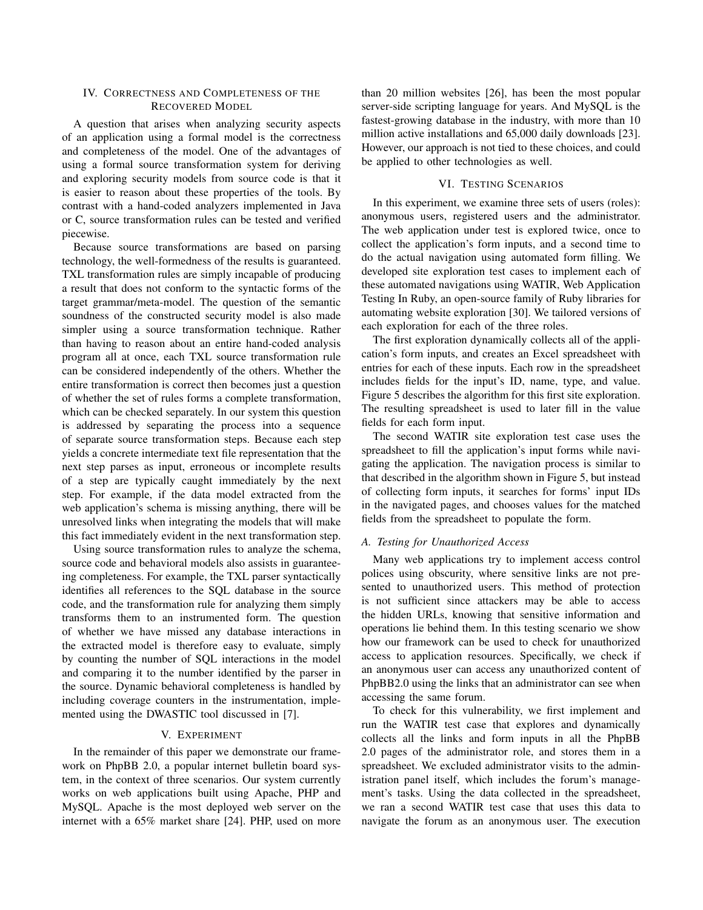## IV. Correctness and Completeness of the Recovered Model

A question that arises when analyzing security aspects of an application using a formal model is the correctness and completeness of the model. One of the advantages of using a formal source transformation system for deriving and exploring security models from source code is that it is easier to reason about these properties of the tools. By contrast with a hand-coded analyzers implemented in Java or C, source transformation rules can be tested and verified piecewise.

Because source transformations are based on parsing technology, the well-formedness of the results is guaranteed. TXL transformation rules are simply incapable of producing a result that does not conform to the syntactic forms of the target grammar/meta-model. The question of the semantic soundness of the constructed security model is also made simpler using a source transformation technique. Rather than having to reason about an entire hand-coded analysis program all at once, each TXL source transformation rule can be considered independently of the others. Whether the entire transformation is correct then becomes just a question of whether the set of rules forms a complete transformation, which can be checked separately. In our system this question is addressed by separating the process into a sequence of separate source transformation steps. Because each step yields a concrete intermediate text file representation that the next step parses as input, erroneous or incomplete results of a step are typically caught immediately by the next step. For example, if the data model extracted from the web application's schema is missing anything, there will be unresolved links when integrating the models that will make this fact immediately evident in the next transformation step.

Using source transformation rules to analyze the schema, source code and behavioral models also assists in guaranteeing completeness. For example, the TXL parser syntactically identifies all references to the SQL database in the source code, and the transformation rule for analyzing them simply transforms them to an instrumented form. The question of whether we have missed any database interactions in the extracted model is therefore easy to evaluate, simply by counting the number of SQL interactions in the model and comparing it to the number identified by the parser in the source. Dynamic behavioral completeness is handled by including coverage counters in the instrumentation, implemented using the DWASTIC tool discussed in [7].

## V. Experiment

In the remainder of this paper we demonstrate our framework on PhpBB 2.0, a popular internet bulletin board system, in the context of three scenarios. Our system currently works on web applications built using Apache, PHP and MySQL. Apache is the most deployed web server on the internet with a 65% market share [24]. PHP, used on more than 20 million websites [26], has been the most popular server-side scripting language for years. And MySQL is the fastest-growing database in the industry, with more than 10 million active installations and 65,000 daily downloads [23]. However, our approach is not tied to these choices, and could be applied to other technologies as well.

## VI. Testing Scenarios

In this experiment, we examine three sets of users (roles): anonymous users, registered users and the administrator. The web application under test is explored twice, once to collect the application's form inputs, and a second time to do the actual navigation using automated form filling. We developed site exploration test cases to implement each of these automated navigations using WATIR, Web Application Testing In Ruby, an open-source family of Ruby libraries for automating website exploration [30]. We tailored versions of each exploration for each of the three roles.

The first exploration dynamically collects all of the application's form inputs, and creates an Excel spreadsheet with entries for each of these inputs. Each row in the spreadsheet includes fields for the input's ID, name, type, and value. Figure 5 describes the algorithm for this first site exploration. The resulting spreadsheet is used to later fill in the value fields for each form input.

The second WATIR site exploration test case uses the spreadsheet to fill the application's input forms while navigating the application. The navigation process is similar to that described in the algorithm shown in Figure 5, but instead of collecting form inputs, it searches for forms' input IDs in the navigated pages, and chooses values for the matched fields from the spreadsheet to populate the form.

### A. Testing for Unauthorized Access

Many web applications try to implement access control polices using obscurity, where sensitive links are not presented to unauthorized users. This method of protection is not sufficient since attackers may be able to access the hidden URLs, knowing that sensitive information and operations lie behind them. In this testing scenario we show how our framework can be used to check for unauthorized access to application resources. Specifically, we check if an anonymous user can access any unauthorized content of PhpBB2.0 using the links that an administrator can see when accessing the same forum.

To check for this vulnerability, we first implement and run the WATIR test case that explores and dynamically collects all the links and form inputs in all the PhpBB 2.0 pages of the administrator role, and stores them in a spreadsheet. We excluded administrator visits to the administration panel itself, which includes the forum's management's tasks. Using the data collected in the spreadsheet, we ran a second WATIR test case that uses this data to navigate the forum as an anonymous user. The execution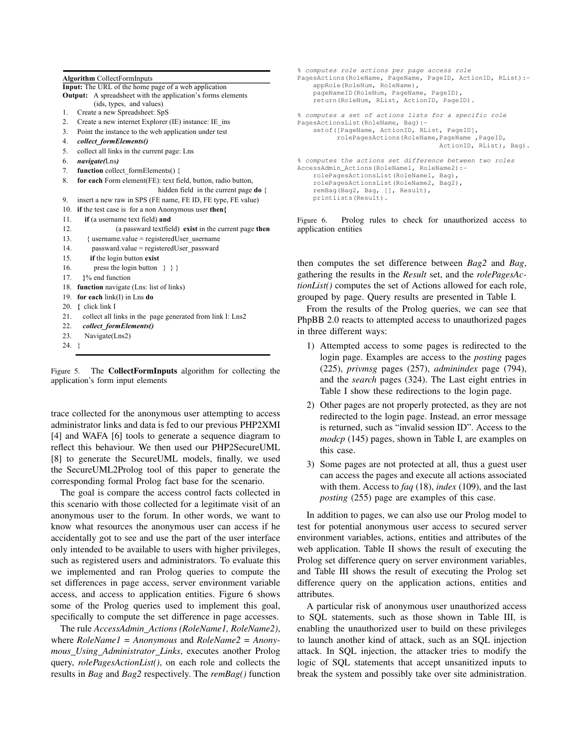**Algorithm** CollectFormInputs

**Input:** The URL of the home page of a web application

**Output:** A spreadsheet with the application's forms elements (ids, types, and values)

```
1.  Create a new Spreadsheet: SpS
2.  Create a new internet Explorer (IE) instance: IE_ins
3.  Point the instance to the web application under test
4.  collect_formElements()
5.  collect all links in the current page: Lns
6.  navigate(Lns)
7.  function collect_formElements() {
8.  for each Form element(FE): text field, button, radio button,
                              hidden field in the current page do {
9.  insert a new raw in SPS (FE name, FE ID, FE type, FE value)
10. if the test case is for a non Anonymous user then{
11.    if (a username text field) and
12.             (a passward textfield) exist in the current page then
13.     { username.value = registeredUser_username
14.       passward.value = registeredUser_password
15.       if the login button exist
16.         press the login button } } }
17.   }% end function
18. function navigate (Lns: list of links)
19. for each link(I) in Lns do
20. { click link I
21.   collect all links in the page generated from link I: Lns2
22.   collect_formElements()
23.   Navigate(Lns2)
24. }
```

Figure 5. The **CollectFormInputs** algorithm for collecting the application's form input elements

trace collected for the anonymous user attempting to access administrator links and data is fed to our previous PHP2XMI [4] and WAFA [6] tools to generate a sequence diagram to reflect this behaviour. We then used our PHP2SecureUML [8] to generate the SecureUML models, finally, we used the SecureUML2Prolog tool of this paper to generate the corresponding formal Prolog fact base for the scenario.

The goal is compare the access control facts collected in this scenario with those collected for a legitimate visit of an anonymous user to the forum. In other words, we want to know what resources the anonymous user can access if he accidentally got to see and use the part of the user interface only intended to be available to users with higher privileges, such as registered users and administrators. To evaluate this we implemented and ran Prolog queries to compute the set differences in page access, server environment variable access, and access to application entities. Figure 6 shows some of the Prolog queries used to implement this goal, specifically to compute the set difference in page accesses.

The rule *AccessAdmin_Actions (RoleName1, RoleName2)*, where *RoleName1 = Anonymous* and *RoleName2 = Anonymous_Using_Administrator_Links*, executes another Prolog query, *rolePagesActionList()*, on each role and collects the results in *Bag* and *Bag2* respectively. The *remBag()* function

```
% computes role actions per page access role
PagesActions(RoleName, PageName, PageID, ActionID, RList):-
    appRole(RoleNum, RoleName),
    pageNameID(RoleNum, PageName, PageID),
    return(RoleNum, RList, ActionID, PageID).

% computes a set of actions lists for a specific role
PagesActionsList(RoleName, Bag):-
    setof([PageName, ActionID, RList, PageID],
          rolePagesActions(RoleName,PageName ,PageID,
                                    ActionID, RList), Bag).

% computes the actions set difference between two roles
AccessAdmin_Actions(RoleName1, RoleName2):-
    rolePagesActionsList(RoleName1, Bag),
    rolePagesActionsList(RoleName2, Bag2),
    remBag(Bag2, Bag, [], Result),
    printlists(Result).
```

Figure 6. Prolog rules to check for unauthorized access to application entities

then computes the set difference between *Bag2* and *Bag*, gathering the results in the *Result* set, and the *rolePagesActionList()* computes the set of Actions allowed for each role, grouped by page. Query results are presented in Table I.

From the results of the Prolog queries, we can see that PhpBB 2.0 reacts to attempted access to unauthorized pages in three different ways:

1) Attempted access to some pages is redirected to the login page. Examples are access to the *posting* pages (225), *privmsg* pages (257), *adminindex* page (794), and the *search* pages (324). The Last eight entries in Table I show these redirections to the login page.
2) Other pages are not properly protected, as they are not redirected to the login page. Instead, an error message is returned, such as "invalid session ID". Access to the *modcp* (145) pages, shown in Table I, are examples on this case.
3) Some pages are not protected at all, thus a guest user can access the pages and execute all actions associated with them. Access to *faq* (18), *index* (109), and the last *posting* (255) page are examples of this case.

In addition to pages, we can also use our Prolog model to test for potential anonymous user access to secured server environment variables, actions, entities and attributes of the web application. Table II shows the result of executing the Prolog set difference query on server environment variables, and Table III shows the result of executing the Prolog set difference query on the application actions, entities and attributes.

A particular risk of anonymous user unauthorized access to SQL statements, such as those shown in Table III, is enabling the unauthorized user to build on these privileges to launch another kind of attack, such as an SQL injection attack. In SQL injection, the attacker tries to modify the logic of SQL statements that accept unsanitized inputs to break the system and possibly take over site administration.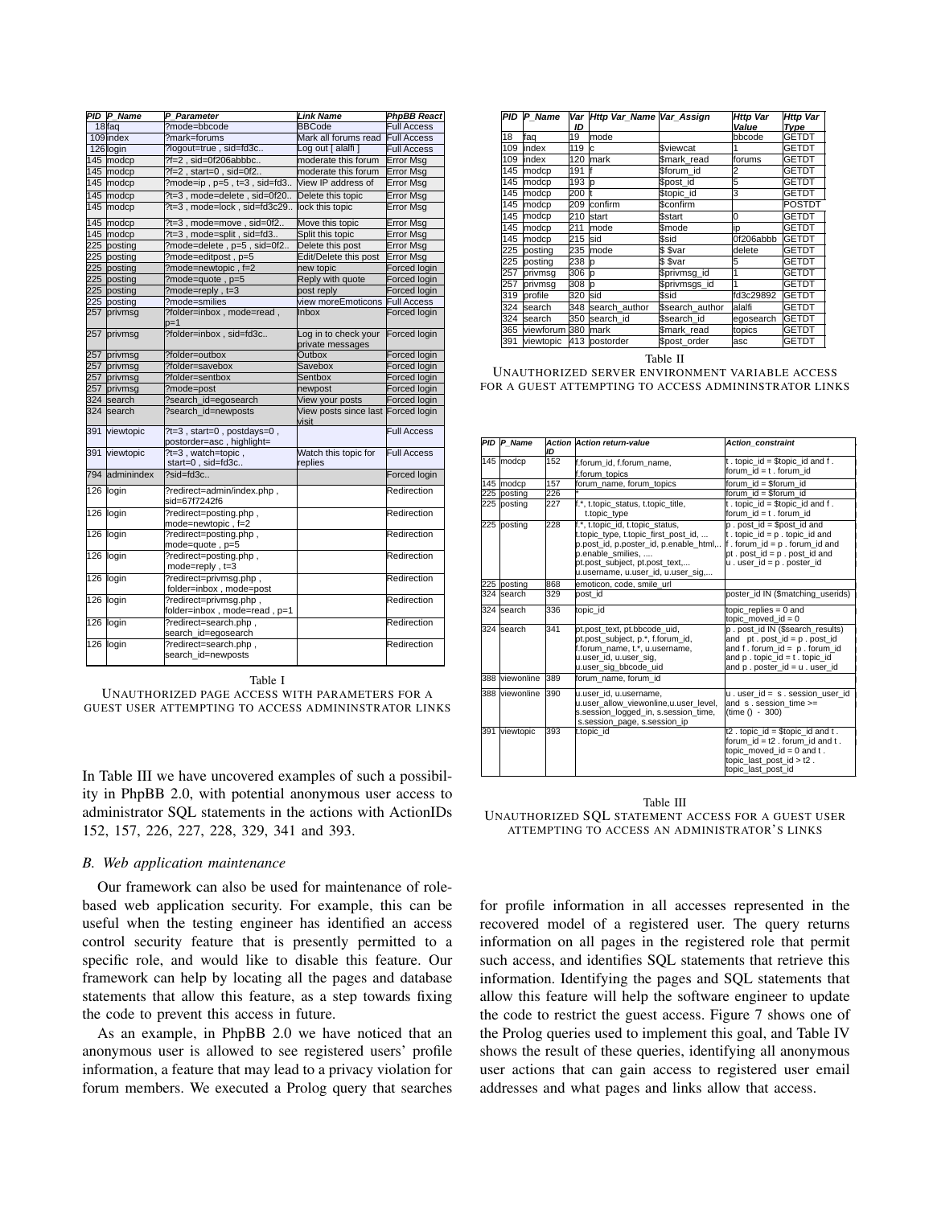| PID | P_Name | P_Parameter | Link Name | PhpBB React |
|---|---|---|---|---|
| 18 | faq | ?mode=bbcode | BBCode | Full Access |
| 109 | index | ?mark=forums | Mark all forums read | Full Access |
| 126 | login | ?logout=true , sid=fd3c.. | Log out [ alalfi ] | Full Access |
| 145 | modcp | ?f=2 , sid=0f206abbbc.. | moderate this forum | Error Msg |
| 145 | modcp | ?f=2 , start=0 , sid=0f2.. | moderate this forum | Error Msg |
| 145 | modcp | ?mode=ip , p=5 , t=3 , sid=fd3.. | View IP address of | Error Msg |
| 145 | modcp | ?t=3 , mode=delete , sid=0f20.. | Delete this topic | Error Msg |
| 145 | modcp | ?t=3 , mode=lock , sid=fd3c29.. | lock this topic | Error Msg |
| 145 | modcp | ?t=3 , mode=move , sid=0f2.. | Move this topic | Error Msg |
| 145 | modcp | ?t=3 , mode=split , sid=fd3.. | Split this topic | Error Msg |
| 225 | posting | ?mode=delete , p=5 , sid=0f2.. | Delete this post | Error Msg |
| 225 | posting | ?mode=editpost , p=5 | Edit/Delete this post | Error Msg |
| 225 | posting | ?mode=newtopic , f=2 | new topic | Forced login |
| 225 | posting | ?mode=quote , p=5 | Reply with quote | Forced login |
| 225 | posting | ?mode=reply , t=3 | post reply | Forced login |
| 225 | posting | ?mode=smilies | view moreEmoticons | Full Access |
| 257 | privmsg | ?folder=inbox , mode=read , p=1 | Inbox | Forced login |
| 257 | privmsg | ?folder=inbox , sid=fd3c.. | Log in to check your private messages | Forced login |
| 257 | privmsg | ?folder=outbox | Outbox | Forced login |
| 257 | privmsg | ?folder=savebox | Savebox | Forced login |
| 257 | privmsg | ?folder=sentbox | Sentbox | Forced login |
| 257 | privmsg | ?mode=post | newpost | Forced login |
| 324 | search | ?search_id=egosearch | View your posts | Forced login |
| 324 | search | ?search_id=newposts | View posts since last visit | Forced login |
| 391 | viewtopic | ?t=3 , start=0 , postdays=0 , postorder=asc , highlight= | | Full Access |
| 391 | viewtopic | ?t=3 , watch=topic , start=0 , sid=fd3c.. | Watch this topic for replies | Full Access |
| 794 | adminindex | ?sid=fd3c.. | | Forced login |
| 126 | login | ?redirect=admin/index.php , sid=67f7242f6 | | Redirection |
| 126 | login | ?redirect=posting.php , mode=newtopic , f=2 | | Redirection |
| 126 | login | ?redirect=posting.php , mode=quote , p=5 | | Redirection |
| 126 | login | ?redirect=posting.php , mode=reply , t=3 | | Redirection |
| 126 | login | ?redirect=privmsg.php , folder=inbox , mode=post | | Redirection |
| 126 | login | ?redirect=privmsg.php , folder=inbox , mode=read , p=1 | | Redirection |
| 126 | login | ?redirect=search.php , search_id=egosearch | | Redirection |
| 126 | login | ?redirect=search.php , search_id=newposts | | Redirection |

Table I
UNAUTHORIZED PAGE ACCESS WITH PARAMETERS FOR A GUEST USER ATTEMPTING TO ACCESS ADMININSTRATOR LINKS

| PID | P_Name | Var ID | Http Var_Name | Var_Assign | Http Var Value | Http Var Type |
|---|---|---|---|---|---|---|
| 18 | faq | 19 | mode | | bbcode | GETDT |
| 109 | index | 119 | c | $viewcat | 1 | GETDT |
| 109 | index | 120 | mark | $mark_read | forums | GETDT |
| 145 | modcp | 191 | f | $forum_id | 2 | GETDT |
| 145 | modcp | 193 | p | $post_id | 5 | GETDT |
| 145 | modcp | 200 | t | $topic_id | 3 | GETDT |
| 145 | modcp | 209 | confirm | $confirm | | POSTDT |
| 145 | modcp | 210 | start | $start | 0 | GETDT |
| 145 | modcp | 211 | mode | $mode | ip | GETDT |
| 145 | modcp | 215 | sid | $sid | 0f206abbb | GETDT |
| 225 | posting | 235 | mode | $ $var | delete | GETDT |
| 225 | posting | 238 | p | $ $var | 5 | GETDT |
| 257 | privmsg | 306 | p | $privmsg_id | 1 | GETDT |
| 257 | privmsg | 308 | p | $privmsgs_id | 1 | GETDT |
| 319 | profile | 320 | sid | $sid | fd3c29892 | GETDT |
| 324 | search | 348 | search_author | $search_author | alalfi | GETDT |
| 324 | search | 350 | search_id | $search_id | egosearch | GETDT |
| 365 | viewforum | 380 | mark | $mark_read | topics | GETDT |
| 391 | viewtopic | 413 | postorder | $post_order | asc | GETDT |

Table II
UNAUTHORIZED SERVER ENVIRONMENT VARIABLE ACCESS FOR A GUEST ATTEMPTING TO ACCESS ADMININSTRATOR LINKS

| PID | P_Name | Action ID | Action return-value | Action_constraint |
|---|---|---|---|---|
| 145 | modcp | 152 | f.forum_id, f.forum_name, f.forum_topics | t . topic_id = $topic_id and f . forum_id = t . forum_id |
| 145 | modcp | 157 | forum_name, forum_topics | forum_id = $forum_id |
| 225 | posting | 226 | * | forum_id = $forum_id |
| 225 | posting | 227 | f.*, t.topic_status, t.topic_title, t.topic_type | t . topic_id = $topic_id and f . forum_id = t . forum_id |
| 225 | posting | 228 | f.*, t.topic_id, t.topic_status, t.topic_type, t.topic_first_post_id, ... p.post_id, p.post_id, p.enable_html,.. p.enable_smilies, .... pt.post_subject, pt.post_text,... u.username, u.user_id, u.user_sig,... | p . post_id = $post_id and t . topic_id = p . topic_id and f . forum_id = p . forum_id and pt . post_id = p . post_id and u . user_id = p . poster_id |
| 225 | posting | 868 | emoticon, code, smile_url | |
| 324 | search | 329 | post_id | poster_id IN ($matching_userids) |
| 324 | search | 336 | topic_id | topic_replies = 0 and topic_moved_id = 0 |
| 324 | search | 341 | pt.post_text, pt.bbcode_uid, pt.post_subject, p.*, f.forum_id, f.forum_name, t.*, u.username, u.user_id, u.user_sig, u.user_sig_bbcode_uid | p . post_id IN ($search_results) and pt . post_id = p . post_id and f . forum_id = p . forum_id and p . topic_id = t . topic_id and p . poster_id = u . user_id |
| 388 | viewonline | 389 | forum_name, forum_id | |
| 388 | viewonline | 390 | u.user_id, u.username, u.user_allow_viewonline,u.user_level, s.session_logged_in, s.session_time, s.session_page, s.session_ip | u . user_id = s . session_user_id and s . session_time >= (time () - 300) |
| 391 | viewtopic | 393 | t.topic_id | t2 . topic_id = $topic_id and t . forum_id = t2 . forum_id and t . topic_moved_id = 0 and t . topic_last_post_id > t2 . topic_last_post_id |

Table III
UNAUTHORIZED SQL STATEMENT ACCESS FOR A GUEST USER ATTEMPTING TO ACCESS AN ADMINISTRATOR'S LINKS

In Table III we have uncovered examples of such a possibility in PhpBB 2.0, with potential anonymous user access to administrator SQL statements in the actions with ActionIDs 152, 157, 226, 227, 228, 329, 341 and 393.

### *B. Web application maintenance*

Our framework can also be used for maintenance of role-based web application security. For example, this can be useful when the testing engineer has identified an access control security feature that is presently permitted to a specific role, and would like to disable this feature. Our framework can help by locating all the pages and database statements that allow this feature, as a step towards fixing the code to prevent this access in future.

As an example, in PhpBB 2.0 we have noticed that an anonymous user is allowed to see registered users' profile information, a feature that may lead to a privacy violation for forum members. We executed a Prolog query that searches for profile information in all accesses represented in the recovered model of a registered user. The query returns information on all pages in the registered role that permit such access, and identifies SQL statements that retrieve this information. Identifying the pages and SQL statements that allow this feature will help the software engineer to update the code to restrict the guest access. Figure 7 shows one of the Prolog queries used to implement this goal, and Table IV shows the result of these queries, identifying all anonymous user actions that can gain access to registered user email addresses and what pages and links allow that access.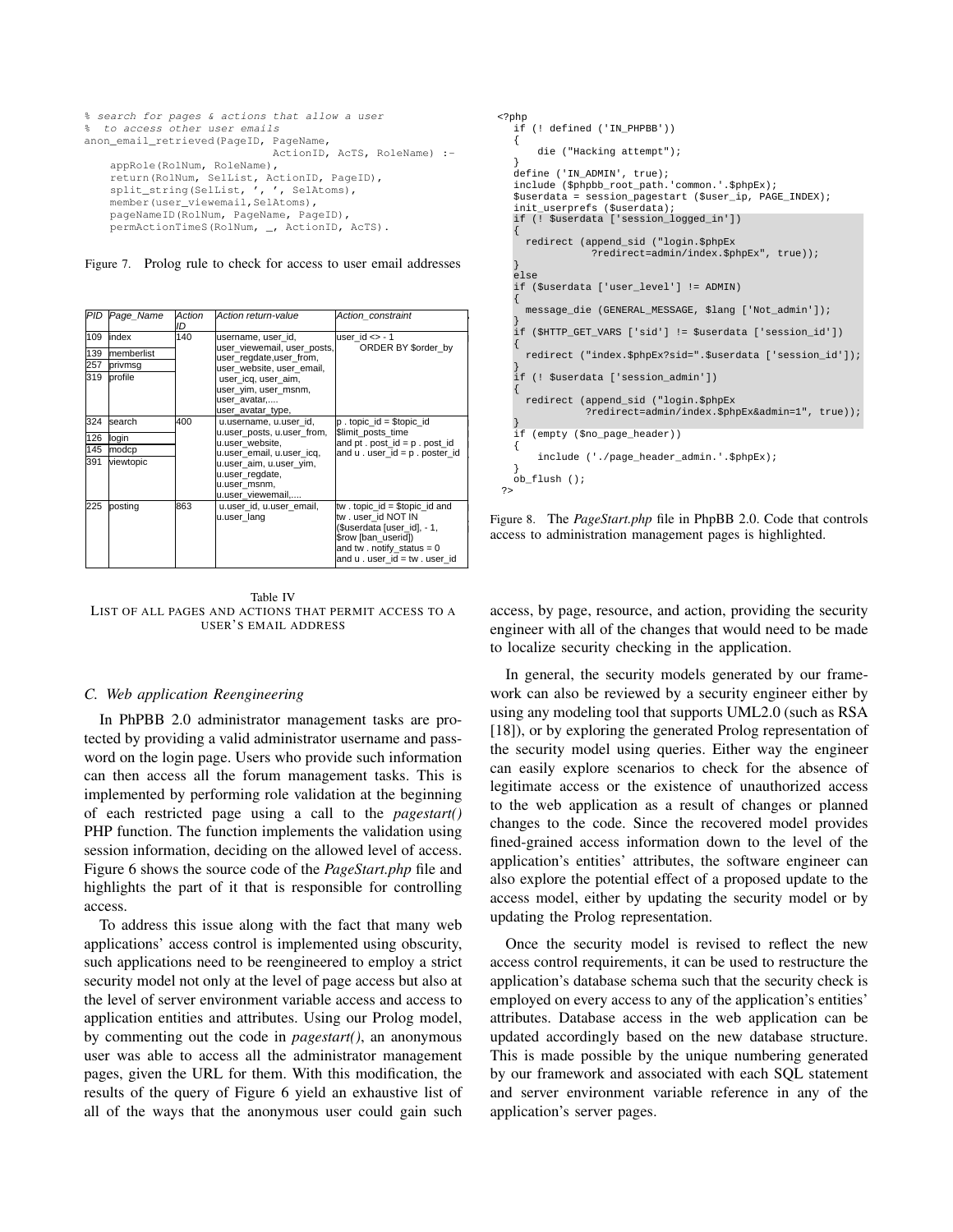```
% search for pages & actions that allow a user
%  to access other user emails
anon_email_retrieved(PageID, PageName,
                          ActionID, AcTS, RoleName) :-
    appRole(RolNum, RoleName),
    return(RolNum, SelList, ActionID, PageID),
    split_string(SelList, ', ', ' ', SelAtoms),
    member(user_viewemail,SelAtoms),
    pageNameID(RolNum, PageName, PageID),
    permActionTimeS(RolNum, _, ActionID, AcTS).
```

Figure 7. Prolog rule to check for access to user email addresses

| PID | Page_Name | Action ID | Action return-value | Action_constraint |
|---|---|---|---|---|
| 109 | index | 140 | username, user_id, user_viewemail, user_posts, user_regdate,user_from, user_website, user_email, user_icq, user_aim, user_yim, user_msnm, user_avatar,...., user_avatar_type, | user_id <> - 1 ORDER BY $order_by |
| 139 | memberlist | | | |
| 257 | privmsg | | | |
| 319 | profile | | | |
| 324 | search | 400 | u.username, u.user_id, u.user_posts, u.user_from, u.user_website, u.user_email, u.user_icq, u.user_aim, u.user_yim, u.user_regdate, u.user_msnm, u.user_viewemail,.... | p . topic_id = $topic_id $limit_posts_time and pt . post_id = p . post_id and u . user_id = p . poster_id |
| 126 | login | | | |
| 145 | modcp | | | |
| 391 | viewtopic | | | |
| 225 | posting | 863 | u.user_id, u.user_email, u.user_lang | tw . topic_id = $topic_id and tw . user_id NOT IN ($userdata [user_id], - 1, $row [ban_userid]) and tw . notify_status = 0 and u . user_id = tw . user_id |

Table IV
LIST OF ALL PAGES AND ACTIONS THAT PERMIT ACCESS TO A USER'S EMAIL ADDRESS

### C. Web application Reengineering

In PhPBB 2.0 administrator management tasks are protected by providing a valid administrator username and password on the login page. Users who provide such information can then access all the forum management tasks. This is implemented by performing role validation at the beginning of each restricted page using a call to the *pagestart()* PHP function. The function implements the validation using session information, deciding on the allowed level of access. Figure 6 shows the source code of the *PageStart.php* file and highlights the part of it that is responsible for controlling access.

To address this issue along with the fact that many web applications' access control is implemented using obscurity, such applications need to be reengineered to employ a strict security model not only at the level of page access but also at the level of server environment variable access and access to application entities and attributes. Using our Prolog model, by commenting out the code in *pagestart()*, an anonymous user was able to access all the administrator management pages, given the URL for them. With this modification, the results of the query of Figure 6 yield an exhaustive list of all of the ways that the anonymous user could gain such access, by page, resource, and action, providing the security engineer with all of the changes that would need to be made to localize security checking in the application.

```
<?php
   if (! defined ('IN_PHPBB'))
   {
       die ("Hacking attempt");
   }
   define ('IN_ADMIN', true);
   include ($phpbb_root_path.'common.'.$phpEx);
   $userdata = session_pagestart ($user_ip, PAGE_INDEX);
   init_userprefs ($userdata);
   if (! $userdata ['session_logged_in'])
   {
     redirect (append_sid ("login.$phpEx
               ?redirect=admin/index.$phpEx", true));
   }
   else
   if ($userdata ['user_level'] != ADMIN)
   {
     message_die (GENERAL_MESSAGE, $lang ['Not_admin']);
   }
   if ($HTTP_GET_VARS ['sid'] != $userdata ['session_id'])
   {
     redirect ("index.$phpEx?sid=".$userdata ['session_id']);
   }
   if (! $userdata ['session_admin'])
   {
     redirect (append_sid ("login.$phpEx
              ?redirect=admin/index.$phpEx&admin=1", true));
   }
   if (empty ($no_page_header))
   {
       include ('./page_header_admin.'.$phpEx);
   }
   ob_flush ();
?>
```

Figure 8. The *PageStart.php* file in PhpBB 2.0. Code that controls access to administration management pages is highlighted.

In general, the security models generated by our framework can also be reviewed by a security engineer either by using any modeling tool that supports UML2.0 (such as RSA [18]), or by exploring the generated Prolog representation of the security model using queries. Either way the engineer can easily explore scenarios to check for the absence of legitimate access or the existence of unauthorized access to the web application as a result of changes or planned changes to the code. Since the recovered model provides fined-grained access information down to the level of the application's entities' attributes, the software engineer can also explore the potential effect of a proposed update to the access model, either by updating the security model or by updating the Prolog representation.

Once the security model is revised to reflect the new access control requirements, it can be used to restructure the application's database schema such that the security check is employed on every access to any of the application's entities' attributes. Database access in the web application can be updated accordingly based on the new database structure. This is made possible by the unique numbering generated by our framework and associated with each SQL statement and server environment variable reference in any of the application's server pages.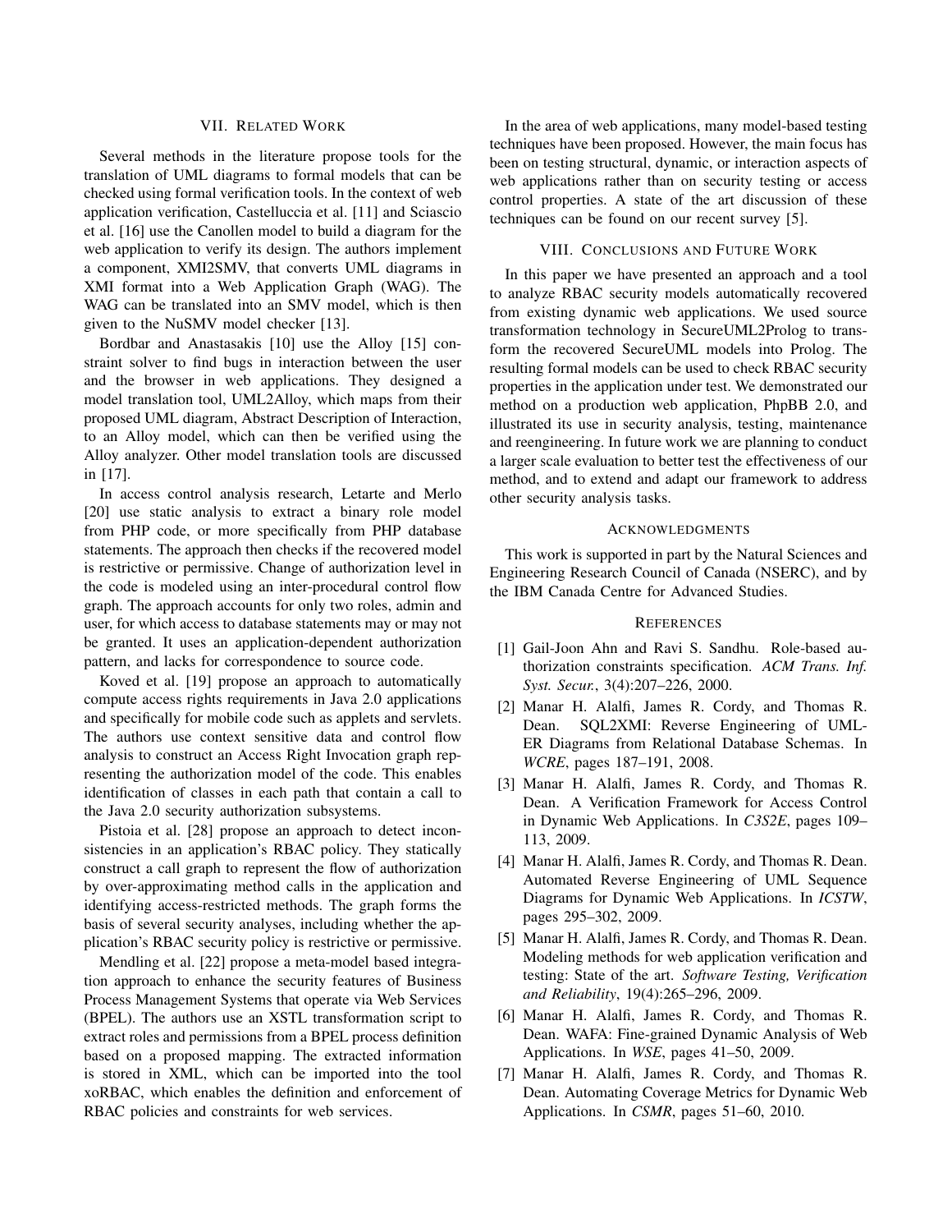## VII. Related Work

Several methods in the literature propose tools for the translation of UML diagrams to formal models that can be checked using formal verification tools. In the context of web application verification, Castelluccia et al. [11] and Sciascio et al. [16] use the Canollen model to build a diagram for the web application to verify its design. The authors implement a component, XMI2SMV, that converts UML diagrams in XMI format into a Web Application Graph (WAG). The WAG can be translated into an SMV model, which is then given to the NuSMV model checker [13].

Bordbar and Anastasakis [10] use the Alloy [15] constraint solver to find bugs in interaction between the user and the browser in web applications. They designed a model translation tool, UML2Alloy, which maps from their proposed UML diagram, Abstract Description of Interaction, to an Alloy model, which can then be verified using the Alloy analyzer. Other model translation tools are discussed in [17].

In access control analysis research, Letarte and Merlo [20] use static analysis to extract a binary role model from PHP code, or more specifically from PHP database statements. The approach then checks if the recovered model is restrictive or permissive. Change of authorization level in the code is modeled using an inter-procedural control flow graph. The approach accounts for only two roles, admin and user, for which access to database statements may or may not be granted. It uses an application-dependent authorization pattern, and lacks for correspondence to source code.

Koved et al. [19] propose an approach to automatically compute access rights requirements in Java 2.0 applications and specifically for mobile code such as applets and servlets. The authors use context sensitive data and control flow analysis to construct an Access Right Invocation graph representing the authorization model of the code. This enables identification of classes in each path that contain a call to the Java 2.0 security authorization subsystems.

Pistoia et al. [28] propose an approach to detect inconsistencies in an application's RBAC policy. They statically construct a call graph to represent the flow of authorization by over-approximating method calls in the application and identifying access-restricted methods. The graph forms the basis of several security analyses, including whether the application's RBAC security policy is restrictive or permissive.

Mendling et al. [22] propose a meta-model based integration approach to enhance the security features of Business Process Management Systems that operate via Web Services (BPEL). The authors use an XSTL transformation script to extract roles and permissions from a BPEL process definition based on a proposed mapping. The extracted information is stored in XML, which can be imported into the tool xoRBAC, which enables the definition and enforcement of RBAC policies and constraints for web services.

In the area of web applications, many model-based testing techniques have been proposed. However, the main focus has been on testing structural, dynamic, or interaction aspects of web applications rather than on security testing or access control properties. A state of the art discussion of these techniques can be found on our recent survey [5].

## VIII. Conclusions and Future Work

In this paper we have presented an approach and a tool to analyze RBAC security models automatically recovered from existing dynamic web applications. We used source transformation technology in SecureUML2Prolog to transform the recovered SecureUML models into Prolog. The resulting formal models can be used to check RBAC security properties in the application under test. We demonstrated our method on a production web application, PhpBB 2.0, and illustrated its use in security analysis, testing, maintenance and reengineering. In future work we are planning to conduct a larger scale evaluation to better test the effectiveness of our method, and to extend and adapt our framework to address other security analysis tasks.

## Acknowledgments

This work is supported in part by the Natural Sciences and Engineering Research Council of Canada (NSERC), and by the IBM Canada Centre for Advanced Studies.

## References

[1] Gail-Joon Ahn and Ravi S. Sandhu. Role-based authorization constraints specification. *ACM Trans. Inf. Syst. Secur.*, 3(4):207–226, 2000.

[2] Manar H. Alalfi, James R. Cordy, and Thomas R. Dean. SQL2XMI: Reverse Engineering of UML-ER Diagrams from Relational Database Schemas. In *WCRE*, pages 187–191, 2008.

[3] Manar H. Alalfi, James R. Cordy, and Thomas R. Dean. A Verification Framework for Access Control in Dynamic Web Applications. In *C3S2E*, pages 109–113, 2009.

[4] Manar H. Alalfi, James R. Cordy, and Thomas R. Dean. Automated Reverse Engineering of UML Sequence Diagrams for Dynamic Web Applications. In *ICSTW*, pages 295–302, 2009.

[5] Manar H. Alalfi, James R. Cordy, and Thomas R. Dean. Modeling methods for web application verification and testing: State of the art. *Software Testing, Verification and Reliability*, 19(4):265–296, 2009.

[6] Manar H. Alalfi, James R. Cordy, and Thomas R. Dean. WAFA: Fine-grained Dynamic Analysis of Web Applications. In *WSE*, pages 41–50, 2009.

[7] Manar H. Alalfi, James R. Cordy, and Thomas R. Dean. Automating Coverage Metrics for Dynamic Web Applications. In *CSMR*, pages 51–60, 2010.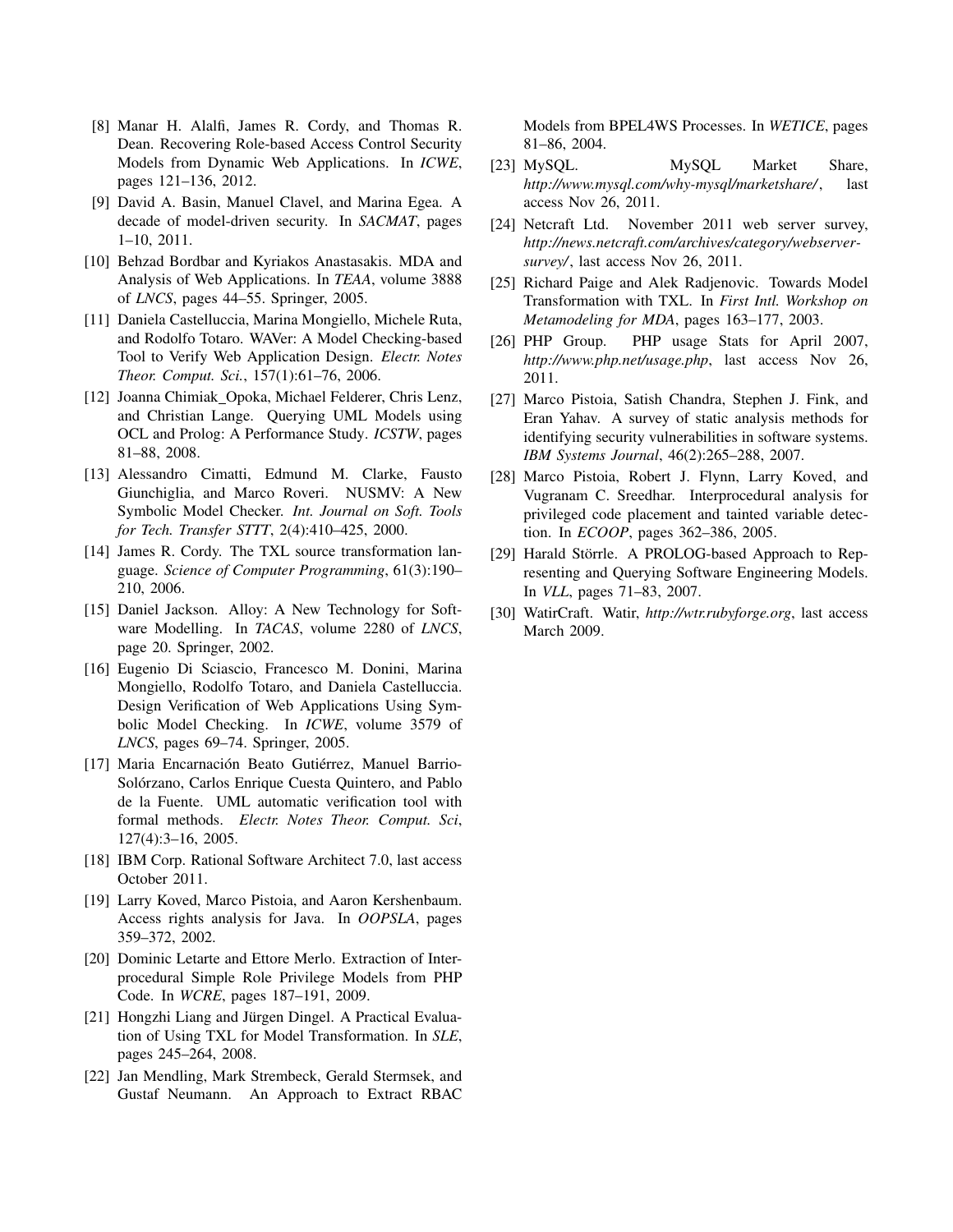[8] Manar H. Alalfi, James R. Cordy, and Thomas R. Dean. Recovering Role-based Access Control Security Models from Dynamic Web Applications. In *ICWE*, pages 121–136, 2012.

[9] David A. Basin, Manuel Clavel, and Marina Egea. A decade of model-driven security. In *SACMAT*, pages 1–10, 2011.

[10] Behzad Bordbar and Kyriakos Anastasakis. MDA and Analysis of Web Applications. In *TEAA*, volume 3888 of *LNCS*, pages 44–55. Springer, 2005.

[11] Daniela Castelluccia, Marina Mongiello, Michele Ruta, and Rodolfo Totaro. WAVer: A Model Checking-based Tool to Verify Web Application Design. *Electr. Notes Theor. Comput. Sci.*, 157(1):61–76, 2006.

[12] Joanna Chimiak_Opoka, Michael Felderer, Chris Lenz, and Christian Lange. Querying UML Models using OCL and Prolog: A Performance Study. *ICSTW*, pages 81–88, 2008.

[13] Alessandro Cimatti, Edmund M. Clarke, Fausto Giunchiglia, and Marco Roveri. NUSMV: A New Symbolic Model Checker. *Int. Journal on Soft. Tools for Tech. Transfer STTT*, 2(4):410–425, 2000.

[14] James R. Cordy. The TXL source transformation language. *Science of Computer Programming*, 61(3):190–210, 2006.

[15] Daniel Jackson. Alloy: A New Technology for Software Modelling. In *TACAS*, volume 2280 of *LNCS*, page 20. Springer, 2002.

[16] Eugenio Di Sciascio, Francesco M. Donini, Marina Mongiello, Rodolfo Totaro, and Daniela Castelluccia. Design Verification of Web Applications Using Symbolic Model Checking. In *ICWE*, volume 3579 of *LNCS*, pages 69–74. Springer, 2005.

[17] Maria Encarnación Beato Gutiérrez, Manuel Barrio-Solórzano, Carlos Enrique Cuesta Quintero, and Pablo de la Fuente. UML automatic verification tool with formal methods. *Electr. Notes Theor. Comput. Sci*, 127(4):3–16, 2005.

[18] IBM Corp. Rational Software Architect 7.0, last access October 2011.

[19] Larry Koved, Marco Pistoia, and Aaron Kershenbaum. Access rights analysis for Java. In *OOPSLA*, pages 359–372, 2002.

[20] Dominic Letarte and Ettore Merlo. Extraction of Interprocedural Simple Role Privilege Models from PHP Code. In *WCRE*, pages 187–191, 2009.

[21] Hongzhi Liang and Jürgen Dingel. A Practical Evaluation of Using TXL for Model Transformation. In *SLE*, pages 245–264, 2008.

[22] Jan Mendling, Mark Strembeck, Gerald Stermsek, and Gustaf Neumann. An Approach to Extract RBAC Models from BPEL4WS Processes. In *WETICE*, pages 81–86, 2004.

[23] MySQL. MySQL Market Share, *http://www.mysql.com/why-mysql/marketshare/*, last access Nov 26, 2011.

[24] Netcraft Ltd. November 2011 web server survey, *http://news.netcraft.com/archives/category/webserver-survey/*, last access Nov 26, 2011.

[25] Richard Paige and Alek Radjenovic. Towards Model Transformation with TXL. In *First Intl. Workshop on Metamodeling for MDA*, pages 163–177, 2003.

[26] PHP Group. PHP usage Stats for April 2007, *http://www.php.net/usage.php*, last access Nov 26, 2011.

[27] Marco Pistoia, Satish Chandra, Stephen J. Fink, and Eran Yahav. A survey of static analysis methods for identifying security vulnerabilities in software systems. *IBM Systems Journal*, 46(2):265–288, 2007.

[28] Marco Pistoia, Robert J. Flynn, Larry Koved, and Vugranam C. Sreedhar. Interprocedural analysis for privileged code placement and tainted variable detection. In *ECOOP*, pages 362–386, 2005.

[29] Harald Störrle. A PROLOG-based Approach to Representing and Querying Software Engineering Models. In *VLL*, pages 71–83, 2007.

[30] WatirCraft. Watir, *http://wtr.rubyforge.org*, last access March 2009.